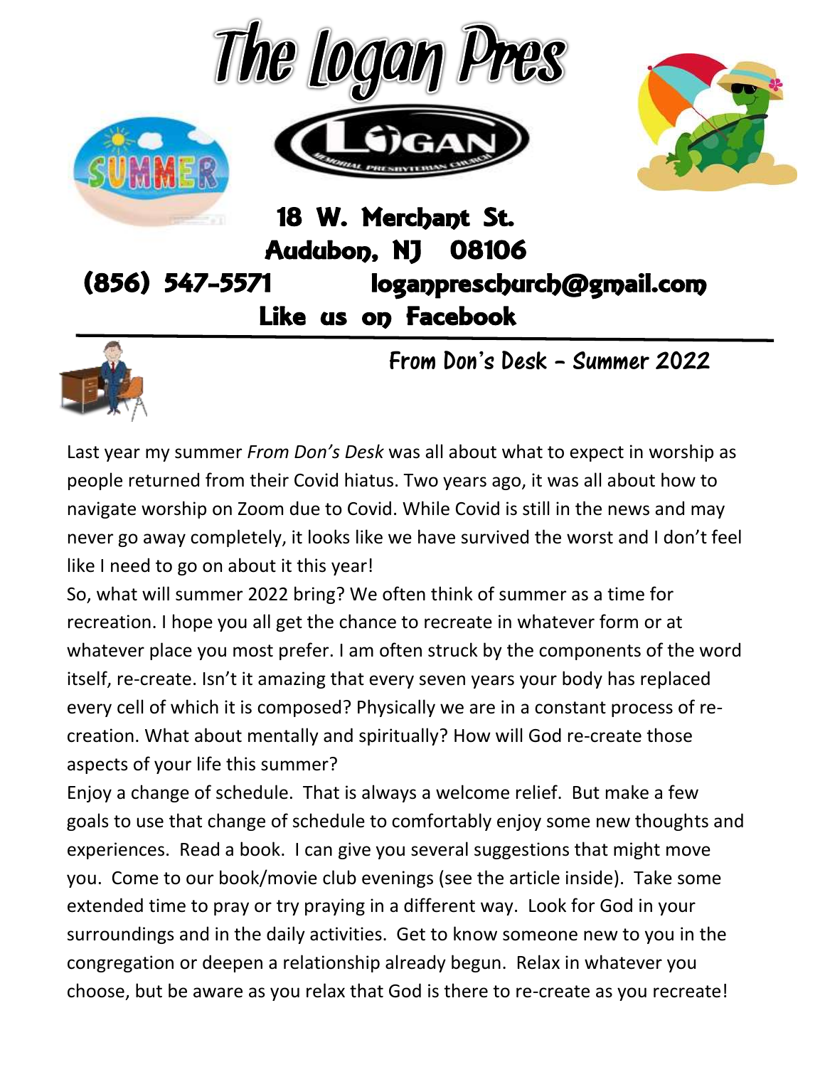# The Logan Pres

18 W. Merchant St.
Audubon, NJ 08106
(856) 547-5571 loganpreschurch@gmail.com
Like us on Facebook

## From Don's Desk – Summer 2022

Last year my summer *From Don's Desk* was all about what to expect in worship as people returned from their Covid hiatus. Two years ago, it was all about how to navigate worship on Zoom due to Covid. While Covid is still in the news and may never go away completely, it looks like we have survived the worst and I don't feel like I need to go on about it this year!

So, what will summer 2022 bring? We often think of summer as a time for recreation. I hope you all get the chance to recreate in whatever form or at whatever place you most prefer. I am often struck by the components of the word itself, re-create. Isn't it amazing that every seven years your body has replaced every cell of which it is composed? Physically we are in a constant process of re-creation. What about mentally and spiritually? How will God re-create those aspects of your life this summer?

Enjoy a change of schedule. That is always a welcome relief. But make a few goals to use that change of schedule to comfortably enjoy some new thoughts and experiences. Read a book. I can give you several suggestions that might move you. Come to our book/movie club evenings (see the article inside). Take some extended time to pray or try praying in a different way. Look for God in your surroundings and in the daily activities. Get to know someone new to you in the congregation or deepen a relationship already begun. Relax in whatever you choose, but be aware as you relax that God is there to re-create as you recreate!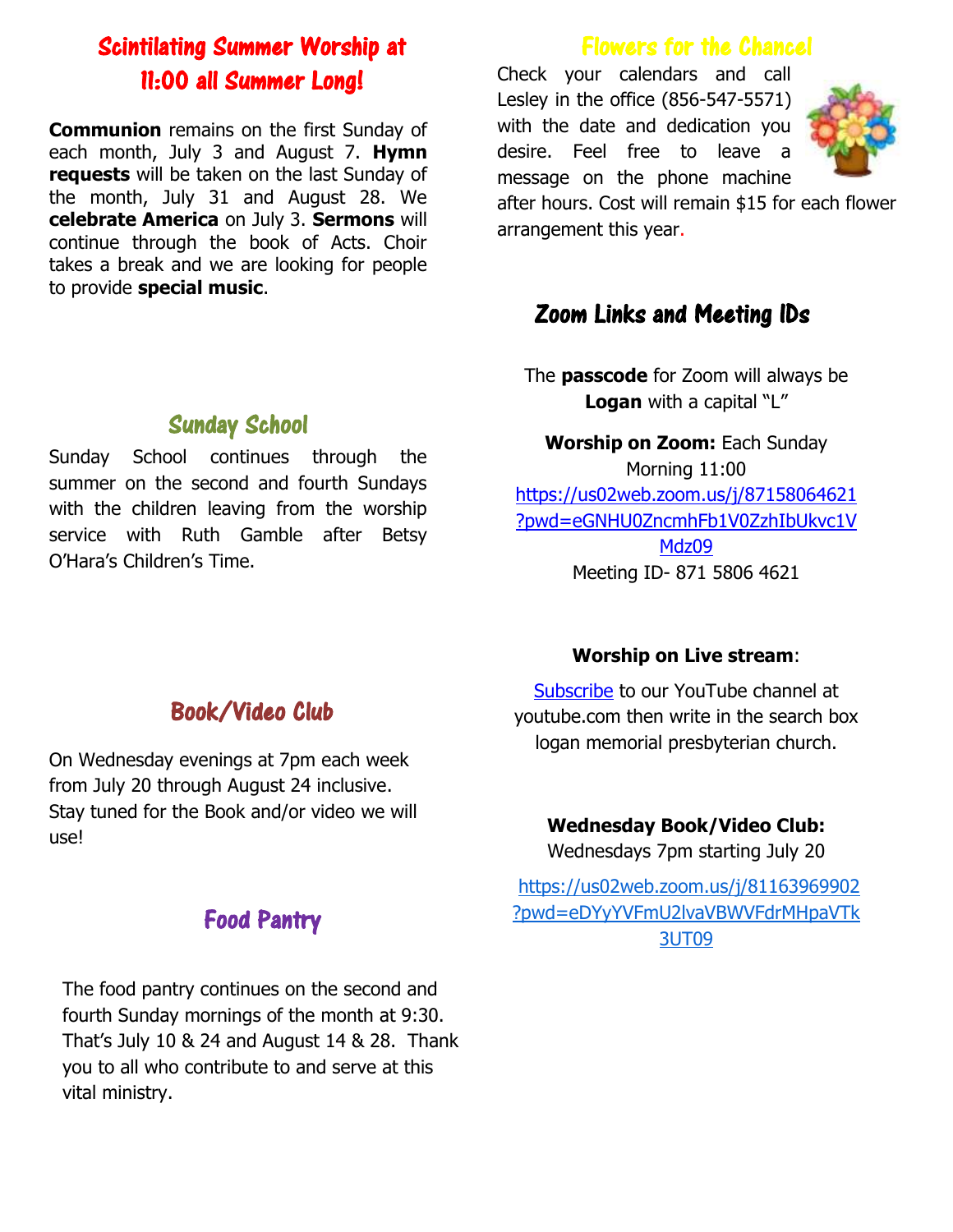## Scintilating Summer Worship at 11:00 all Summer Long!

**Communion** remains on the first Sunday of each month, July 3 and August 7. **Hymn requests** will be taken on the last Sunday of the month, July 31 and August 28. We **celebrate America** on July 3. **Sermons** will continue through the book of Acts. Choir takes a break and we are looking for people to provide **special music**.

## Sunday School

Sunday School continues through the summer on the second and fourth Sundays with the children leaving from the worship service with Ruth Gamble after Betsy O'Hara's Children's Time.

## Book/Video Club

On Wednesday evenings at 7pm each week from July 20 through August 24 inclusive. Stay tuned for the Book and/or video we will use!

## Food Pantry

The food pantry continues on the second and fourth Sunday mornings of the month at 9:30. That's July 10 & 24 and August 14 & 28. Thank you to all who contribute to and serve at this vital ministry.

## Flowers for the Chancel

Check your calendars and call Lesley in the office (856-547-5571) with the date and dedication you desire. Feel free to leave a message on the phone machine after hours. Cost will remain $15 for each flower arrangement this year.

## Zoom Links and Meeting IDs

The **passcode** for Zoom will always be **Logan** with a capital "L"

**Worship on Zoom:** Each Sunday Morning 11:00
https://us02web.zoom.us/j/87158064621?pwd=eGNHU0ZncmhFb1V0ZzhIbUkvc1VMdz09
Meeting ID- 871 5806 4621

**Worship on Live stream**:

Subscribe to our YouTube channel at youtube.com then write in the search box logan memorial presbyterian church.

**Wednesday Book/Video Club:**
Wednesdays 7pm starting July 20

https://us02web.zoom.us/j/81163969902?pwd=eDYyYVFmU2lvaVBWVFdrMHpaVTk3UT09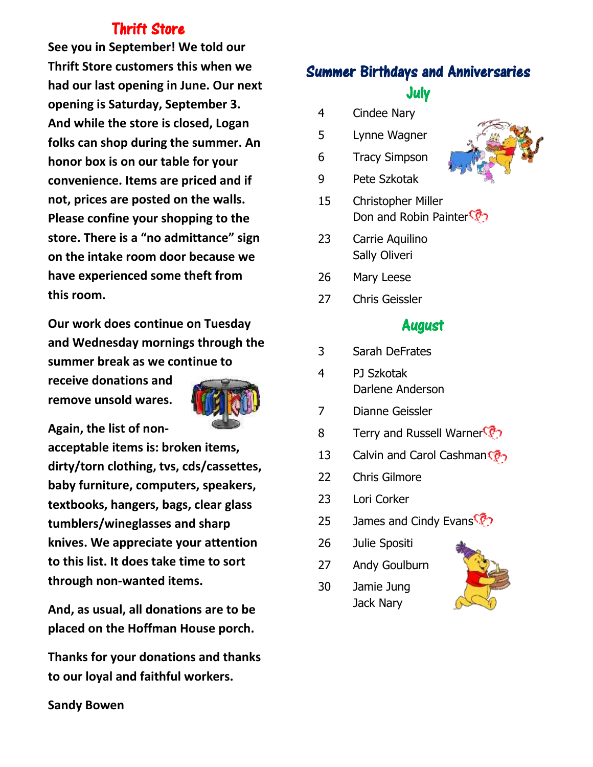## Thrift Store

**See you in September! We told our Thrift Store customers this when we had our last opening in June. Our next opening is Saturday, September 3. And while the store is closed, Logan folks can shop during the summer. An honor box is on our table for your convenience. Items are priced and if not, prices are posted on the walls. Please confine your shopping to the store. There is a "no admittance" sign on the intake room door because we have experienced some theft from this room.**

**Our work does continue on Tuesday and Wednesday mornings through the summer break as we continue to receive donations and remove unsold wares.**

**Again, the list of non-acceptable items is: broken items, dirty/torn clothing, tvs, cds/cassettes, baby furniture, computers, speakers, textbooks, hangers, bags, clear glass tumblers/wineglasses and sharp knives. We appreciate your attention to this list. It does take time to sort through non-wanted items.**

**And, as usual, all donations are to be placed on the Hoffman House porch.**

**Thanks for your donations and thanks to our loyal and faithful workers.**

**Sandy Bowen**

## Summer Birthdays and Anniversaries

### July

4 Cindee Nary
5 Lynne Wagner
6 Tracy Simpson
9 Pete Szkotak
15 Christopher Miller
Don and Robin Painter
23 Carrie Aquilino
Sally Oliveri
26 Mary Leese
27 Chris Geissler

### August

3 Sarah DeFrates
4 PJ Szkotak
Darlene Anderson
7 Dianne Geissler
8 Terry and Russell Warner
13 Calvin and Carol Cashman
22 Chris Gilmore
23 Lori Corker
25 James and Cindy Evans
26 Julie Spositi
27 Andy Goulburn
30 Jamie Jung
Jack Nary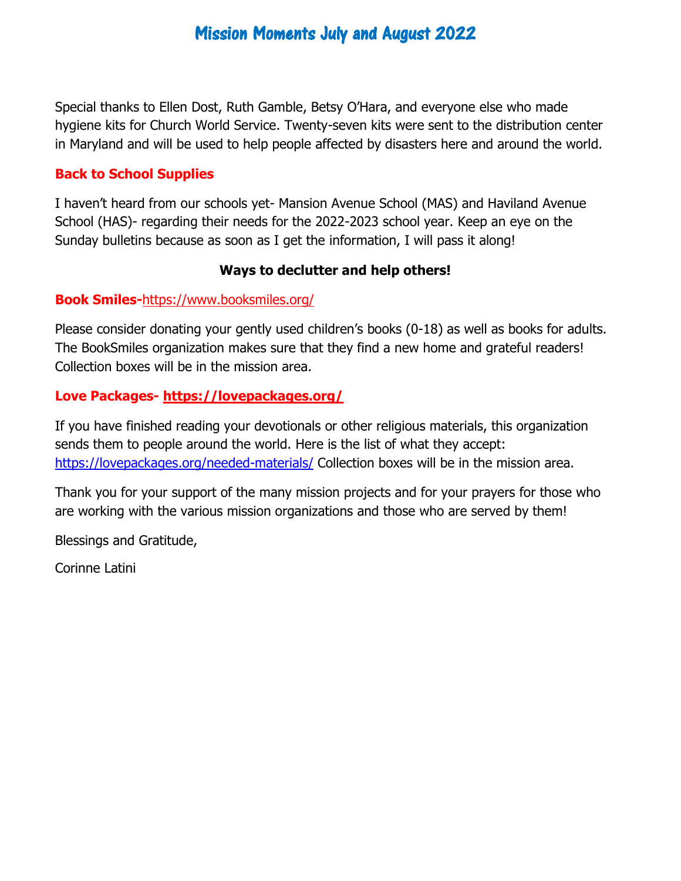# Mission Moments July and August 2022

Special thanks to Ellen Dost, Ruth Gamble, Betsy O'Hara, and everyone else who made hygiene kits for Church World Service. Twenty-seven kits were sent to the distribution center in Maryland and will be used to help people affected by disasters here and around the world.

**Back to School Supplies**

I haven't heard from our schools yet- Mansion Avenue School (MAS) and Haviland Avenue School (HAS)- regarding their needs for the 2022-2023 school year. Keep an eye on the Sunday bulletins because as soon as I get the information, I will pass it along!

**Ways to declutter and help others!**

**Book Smiles-**https://www.booksmiles.org/

Please consider donating your gently used children's books (0-18) as well as books for adults. The BookSmiles organization makes sure that they find a new home and grateful readers! Collection boxes will be in the mission area.

**Love Packages- https://lovepackages.org/**

If you have finished reading your devotionals or other religious materials, this organization sends them to people around the world. Here is the list of what they accept: https://lovepackages.org/needed-materials/ Collection boxes will be in the mission area.

Thank you for your support of the many mission projects and for your prayers for those who are working with the various mission organizations and those who are served by them!

Blessings and Gratitude,

Corinne Latini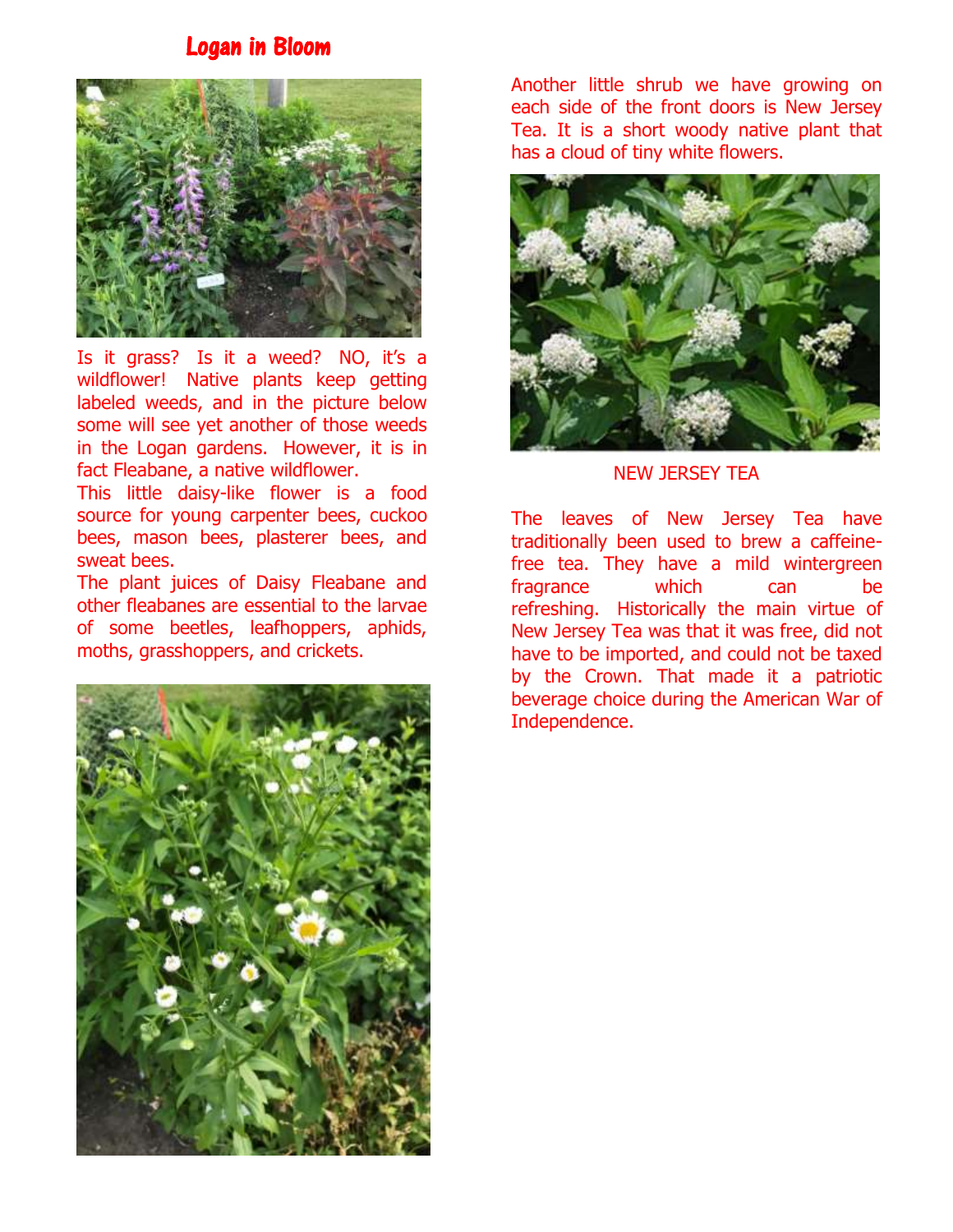# Logan in Bloom

Is it grass? Is it a weed? NO, it's a wildflower! Native plants keep getting labeled weeds, and in the picture below some will see yet another of those weeds in the Logan gardens. However, it is in fact Fleabane, a native wildflower.

This little daisy-like flower is a food source for young carpenter bees, cuckoo bees, mason bees, plasterer bees, and sweat bees.

The plant juices of Daisy Fleabane and other fleabanes are essential to the larvae of some beetles, leafhoppers, aphids, moths, grasshoppers, and crickets.

Another little shrub we have growing on each side of the front doors is New Jersey Tea. It is a short woody native plant that has a cloud of tiny white flowers.

NEW JERSEY TEA

The leaves of New Jersey Tea have traditionally been used to brew a caffeine-free tea. They have a mild wintergreen fragrance which can be refreshing. Historically the main virtue of New Jersey Tea was that it was free, did not have to be imported, and could not be taxed by the Crown. That made it a patriotic beverage choice during the American War of Independence.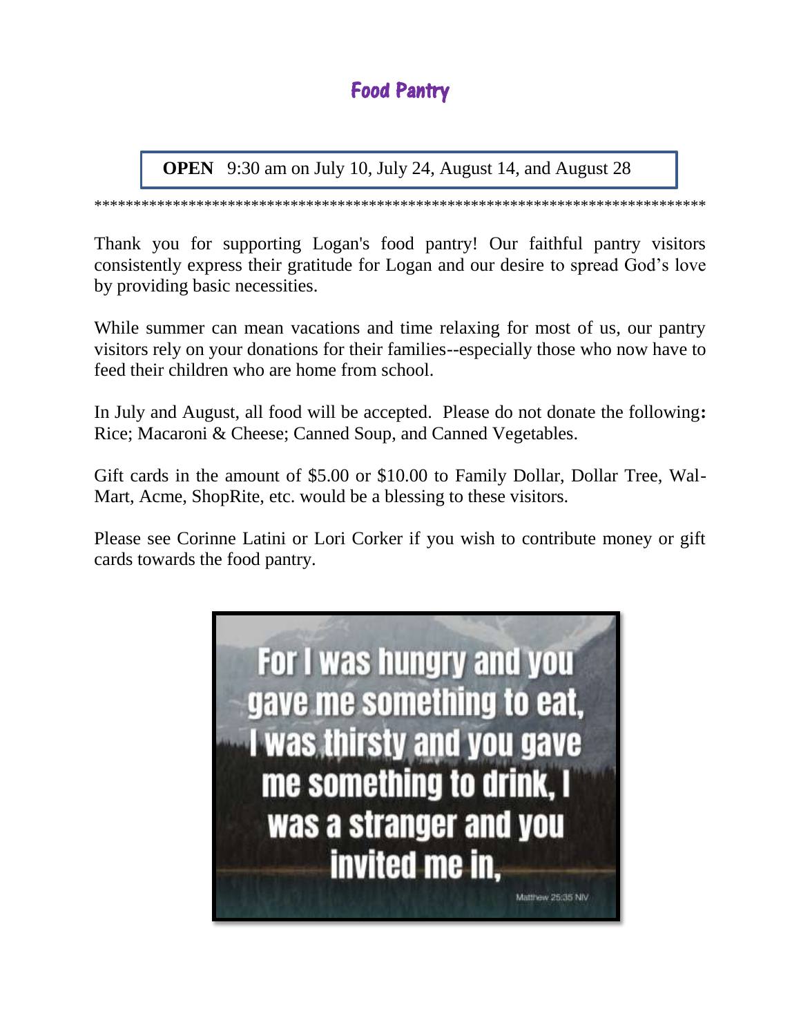# Food Pantry

**OPEN** 9:30 am on July 10, July 24, August 14, and August 28

********************************************************************************

Thank you for supporting Logan's food pantry! Our faithful pantry visitors consistently express their gratitude for Logan and our desire to spread God's love by providing basic necessities.

While summer can mean vacations and time relaxing for most of us, our pantry visitors rely on your donations for their families--especially those who now have to feed their children who are home from school.

In July and August, all food will be accepted. Please do not donate the following**:** Rice; Macaroni & Cheese; Canned Soup, and Canned Vegetables.

Gift cards in the amount of $5.00 or $10.00 to Family Dollar, Dollar Tree, Wal-Mart, Acme, ShopRite, etc. would be a blessing to these visitors.

Please see Corinne Latini or Lori Corker if you wish to contribute money or gift cards towards the food pantry.

For I was hungry and you gave me something to eat, I was thirsty and you gave me something to drink, I was a stranger and you invited me in,

Matthew 25:35 NIV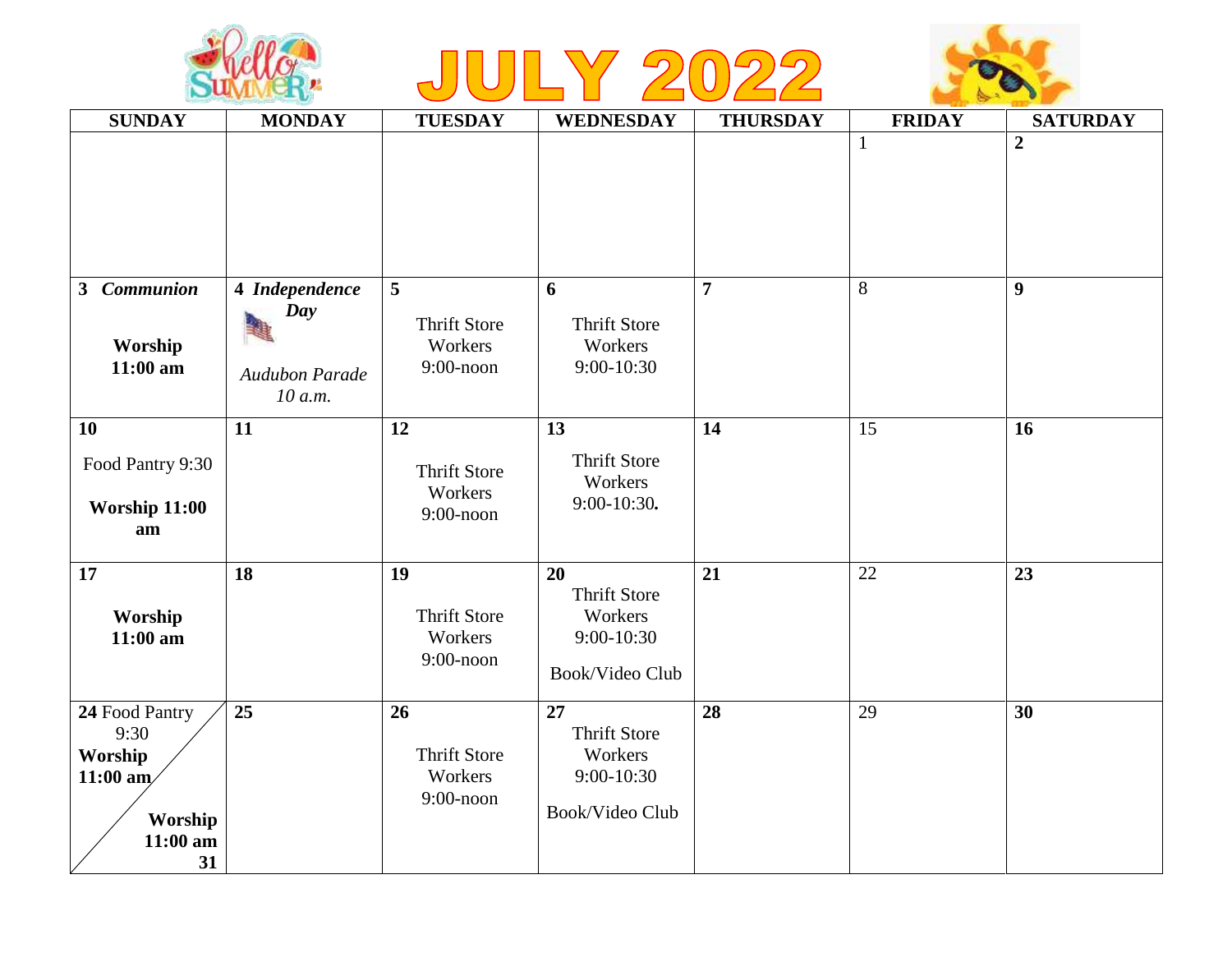# JULY 2022

| SUNDAY | MONDAY | TUESDAY | WEDNESDAY | THURSDAY | FRIDAY | SATURDAY |
|---|---|---|---|---|---|---|
| | | | | | 1 | **2** |
| **3 *Communion*** **Worship 11:00 am** | **4 *Independence Day*** *Audubon Parade 10 a.m.* | **5** Thrift Store Workers 9:00-noon | **6** Thrift Store Workers 9:00-10:30 | **7** | 8 | **9** |
| **10** Food Pantry 9:30 **Worship 11:00 am** | **11** | **12** Thrift Store Workers 9:00-noon | **13** Thrift Store Workers 9:00-10:30**.** | **14** | 15 | **16** |
| **17** **Worship 11:00 am** | **18** | **19** Thrift Store Workers 9:00-noon | **20** Thrift Store Workers 9:00-10:30 Book/Video Club | **21** | 22 | **23** |
| **24** Food Pantry 9:30 **Worship 11:00 am** / **Worship 11:00 am 31** | **25** | **26** Thrift Store Workers 9:00-noon | **27** Thrift Store Workers 9:00-10:30 Book/Video Club | **28** | 29 | **30** |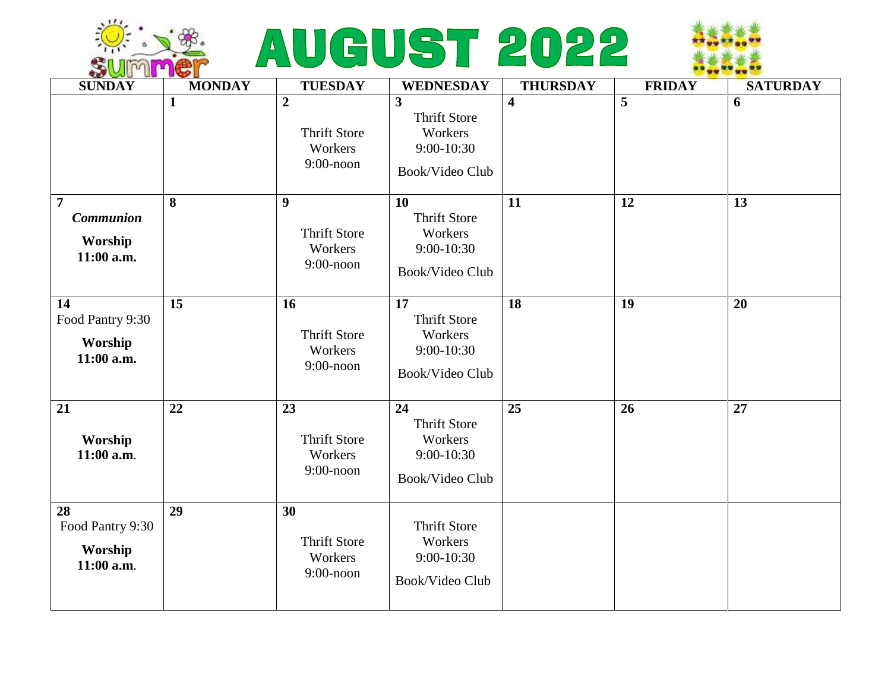# AUGUST 2022

| SUNDAY | MONDAY | TUESDAY | WEDNESDAY | THURSDAY | FRIDAY | SATURDAY |
|---|---|---|---|---|---|---|
| | **1** | **2** Thrift Store Workers 9:00-noon | **3** Thrift Store Workers 9:00-10:30 Book/Video Club | **4** | **5** | **6** |
| **7** ***Communion*** **Worship 11:00 a.m.** | **8** | **9** Thrift Store Workers 9:00-noon | **10** Thrift Store Workers 9:00-10:30 Book/Video Club | **11** | **12** | **13** |
| **14** Food Pantry 9:30 **Worship 11:00 a.m.** | **15** | **16** Thrift Store Workers 9:00-noon | **17** Thrift Store Workers 9:00-10:30 Book/Video Club | **18** | **19** | **20** |
| **21** **Worship 11:00 a.m**. | **22** | **23** Thrift Store Workers 9:00-noon | **24** Thrift Store Workers 9:00-10:30 Book/Video Club | **25** | **26** | **27** |
| **28** Food Pantry 9:30 **Worship 11:00 a.m**. | **29** | **30** Thrift Store Workers 9:00-noon | Thrift Store Workers 9:00-10:30 Book/Video Club | | | |